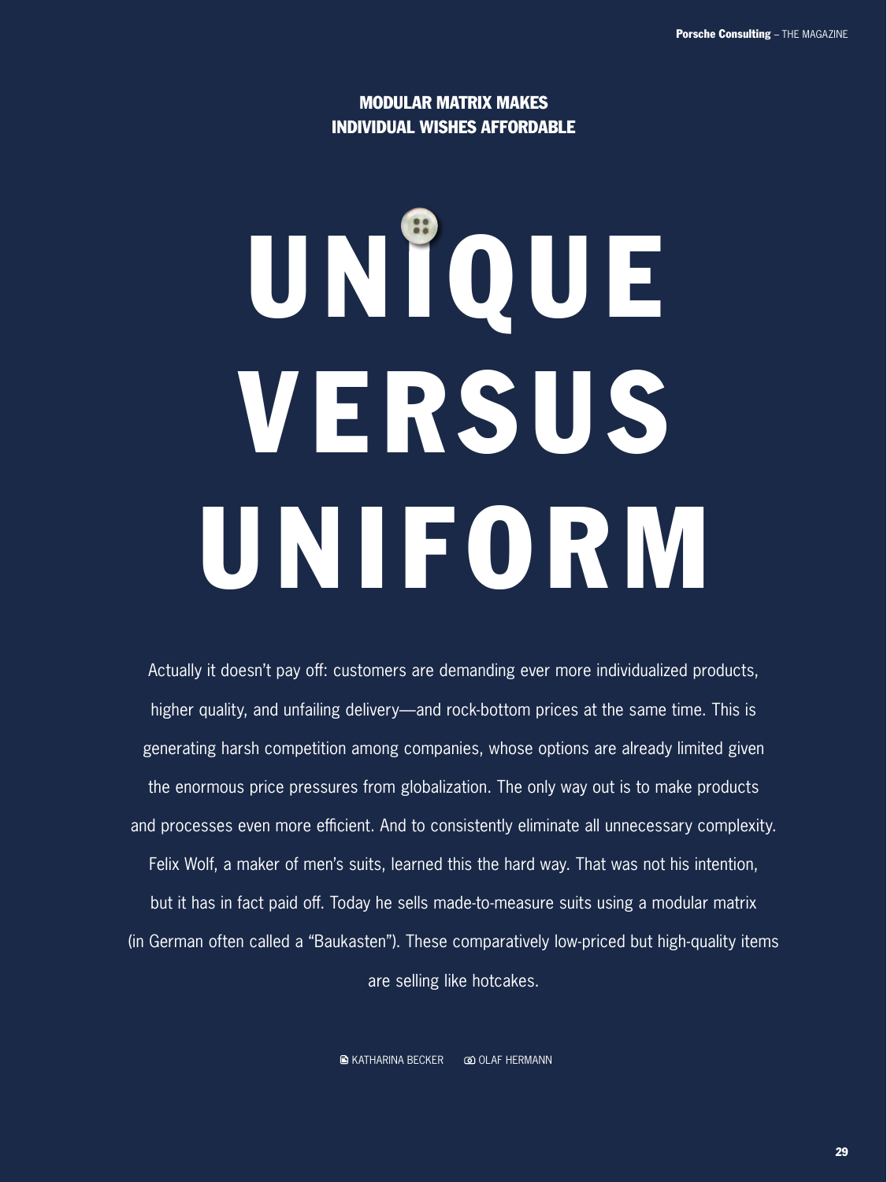**MODULAR MATRIX MAKES INDIVIDUAL WISHES AFFORDABLE**

# UNIQUE VERSUS UNIFORM

Actually it doesn't pay off: customers are demanding ever more individualized products, higher quality, and unfailing delivery—and rock-bottom prices at the same time. This is generating harsh competition among companies, whose options are already limited given the enormous price pressures from globalization. The only way out is to make products and processes even more efficient. And to consistently eliminate all unnecessary complexity. Felix Wolf, a maker of men's suits, learned this the hard way. That was not his intention, but it has in fact paid off. Today he sells made-to-measure suits using a modular matrix (in German often called a "Baukasten"). These comparatively low-priced but high-quality items are selling like hotcakes.

KATHARINA BECKER OLAF HERMANN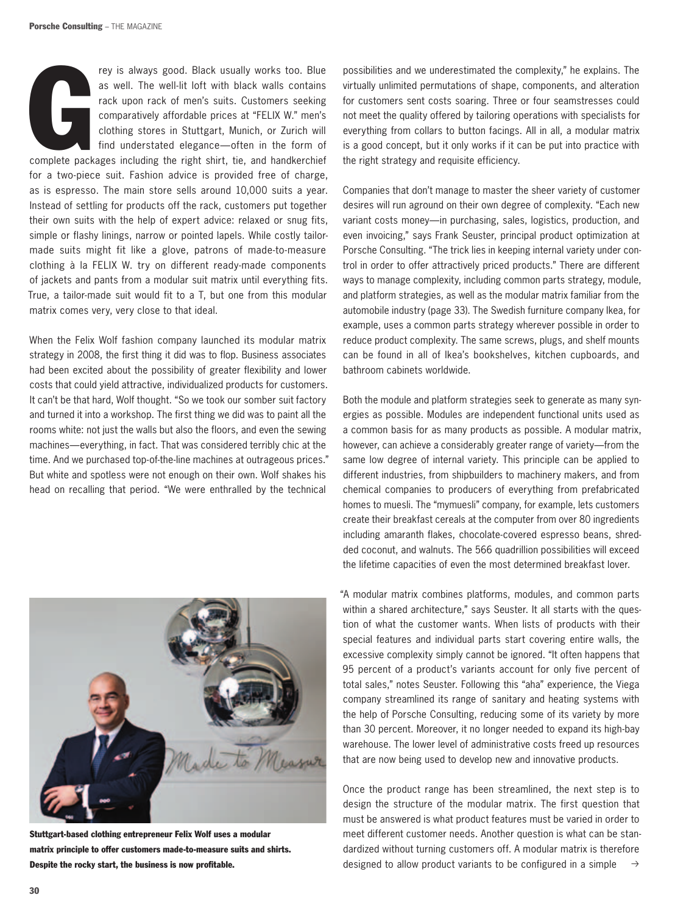Grey is always good. Black usually works too. Blue as well. The well-lit loft with black walls contains rack upon rack of men's suits. Customers seeking comparatively affordable prices at "FELIX W." men's clothing stores in Stuttgart, Munich, or Zurich will find understated elegance—often in the form of complete packages including the right shirt, tie, and handkerchief for a two-piece suit. Fashion advice is provided free of charge, as is espresso. The main store sells around 10,000 suits a year. Instead of settling for products off the rack, customers put together their own suits with the help of expert advice: relaxed or snug fits, simple or flashy linings, narrow or pointed lapels. While costly tailor-made suits might fit like a glove, patrons of made-to-measure clothing à la FELIX W. try on different ready-made components of jackets and pants from a modular suit matrix until everything fits. True, a tailor-made suit would fit to a T, but one from this modular matrix comes very, very close to that ideal.

When the Felix Wolf fashion company launched its modular matrix strategy in 2008, the first thing it did was to flop. Business associates had been excited about the possibility of greater flexibility and lower costs that could yield attractive, individualized products for customers. It can't be that hard, Wolf thought. "So we took our somber suit factory and turned it into a workshop. The first thing we did was to paint all the rooms white: not just the walls but also the floors, and even the sewing machines—everything, in fact. That was considered terribly chic at the time. And we purchased top-of-the-line machines at outrageous prices." But white and spotless were not enough on their own. Wolf shakes his head on recalling that period. "We were enthralled by the technical possibilities and we underestimated the complexity," he explains. The virtually unlimited permutations of shape, components, and alteration for customers sent costs soaring. Three or four seamstresses could not meet the quality offered by tailoring operations with specialists for everything from collars to button facings. All in all, a modular matrix is a good concept, but it only works if it can be put into practice with the right strategy and requisite efficiency.

**Stuttgart-based clothing entrepreneur Felix Wolf uses a modular matrix principle to offer customers made-to-measure suits and shirts. Despite the rocky start, the business is now profitable.**

Companies that don't manage to master the sheer variety of customer desires will run aground on their own degree of complexity. "Each new variant costs money—in purchasing, sales, logistics, production, and even invoicing," says Frank Seuster, principal product optimization at Porsche Consulting. "The trick lies in keeping internal variety under control in order to offer attractively priced products." There are different ways to manage complexity, including common parts strategy, module, and platform strategies, as well as the modular matrix familiar from the automobile industry (page 33). The Swedish furniture company Ikea, for example, uses a common parts strategy wherever possible in order to reduce product complexity. The same screws, plugs, and shelf mounts can be found in all of Ikea's bookshelves, kitchen cupboards, and bathroom cabinets worldwide.

Both the module and platform strategies seek to generate as many synergies as possible. Modules are independent functional units used as a common basis for as many products as possible. A modular matrix, however, can achieve a considerably greater range of variety—from the same low degree of internal variety. This principle can be applied to different industries, from shipbuilders to machinery makers, and from chemical companies to producers of everything from prefabricated homes to muesli. The "mymuesli" company, for example, lets customers create their breakfast cereals at the computer from over 80 ingredients including amaranth flakes, chocolate-covered espresso beans, shredded coconut, and walnuts. The 566 quadrillion possibilities will exceed the lifetime capacities of even the most determined breakfast lover.

"A modular matrix combines platforms, modules, and common parts within a shared architecture," says Seuster. It all starts with the question of what the customer wants. When lists of products with their special features and individual parts start covering entire walls, the excessive complexity simply cannot be ignored. "It often happens that 95 percent of a product's variants account for only five percent of total sales," notes Seuster. Following this "aha" experience, the Viega company streamlined its range of sanitary and heating systems with the help of Porsche Consulting, reducing some of its variety by more than 30 percent. Moreover, it no longer needed to expand its high-bay warehouse. The lower level of administrative costs freed up resources that are now being used to develop new and innovative products.

Once the product range has been streamlined, the next step is to design the structure of the modular matrix. The first question that must be answered is what product features must be varied in order to meet different customer needs. Another question is what can be standardized without turning customers off. A modular matrix is therefore designed to allow product variants to be configured in a simple →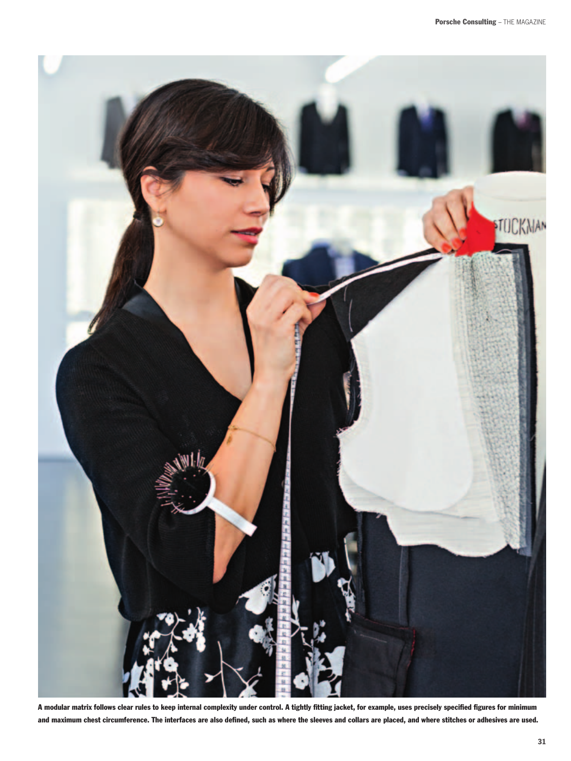A modular matrix follows clear rules to keep internal complexity under control. A tightly fitting jacket, for example, uses precisely specified figures for minimum and maximum chest circumference. The interfaces are also defined, such as where the sleeves and collars are placed, and where stitches or adhesives are used.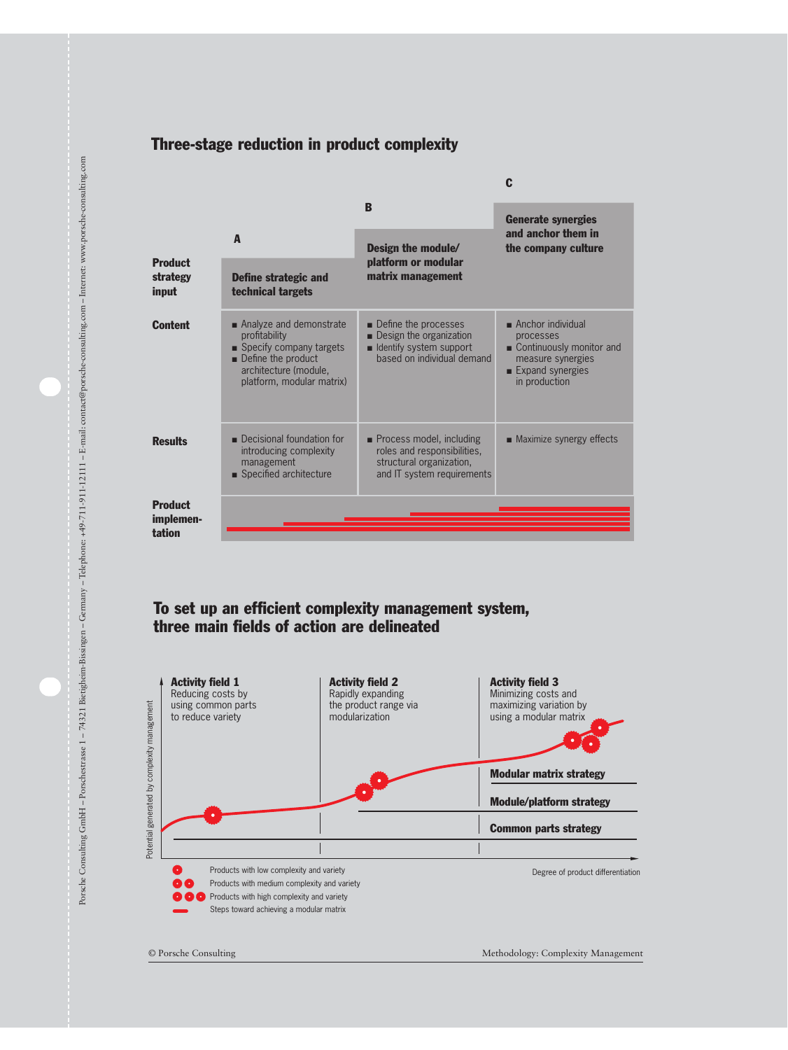## Three-stage reduction in product complexity

| | A | B | C |
|---|---|---|---|
| **Product strategy input** | **Define strategic and technical targets** | **Design the module/ platform or modular matrix management** | **Generate synergies and anchor them in the company culture** |
| **Content** | ■ Analyze and demonstrate profitability<br>■ Specify company targets<br>■ Define the product architecture (module, platform, modular matrix) | ■ Define the processes<br>■ Design the organization<br>■ Identify system support based on individual demand | ■ Anchor individual processes<br>■ Continuously monitor and measure synergies<br>■ Expand synergies in production |
| **Results** | ■ Decisional foundation for introducing complexity management<br>■ Specified architecture | ■ Process model, including roles and responsibilities, structural organization, and IT system requirements | ■ Maximize synergy effects |
| **Product implementation** | | | |

## To set up an efficient complexity management system, three main fields of action are delineated

**Activity field 1**
Reducing costs by using common parts to reduce variety

**Activity field 2**
Rapidly expanding the product range via modularization

**Activity field 3**
Minimizing costs and maximizing variation by using a modular matrix

**Modular matrix strategy**

**Module/platform strategy**

**Common parts strategy**

Potential generated by complexity management

Degree of product differentiation

- Products with low complexity and variety
- Products with medium complexity and variety
- Products with high complexity and variety
- Steps toward achieving a modular matrix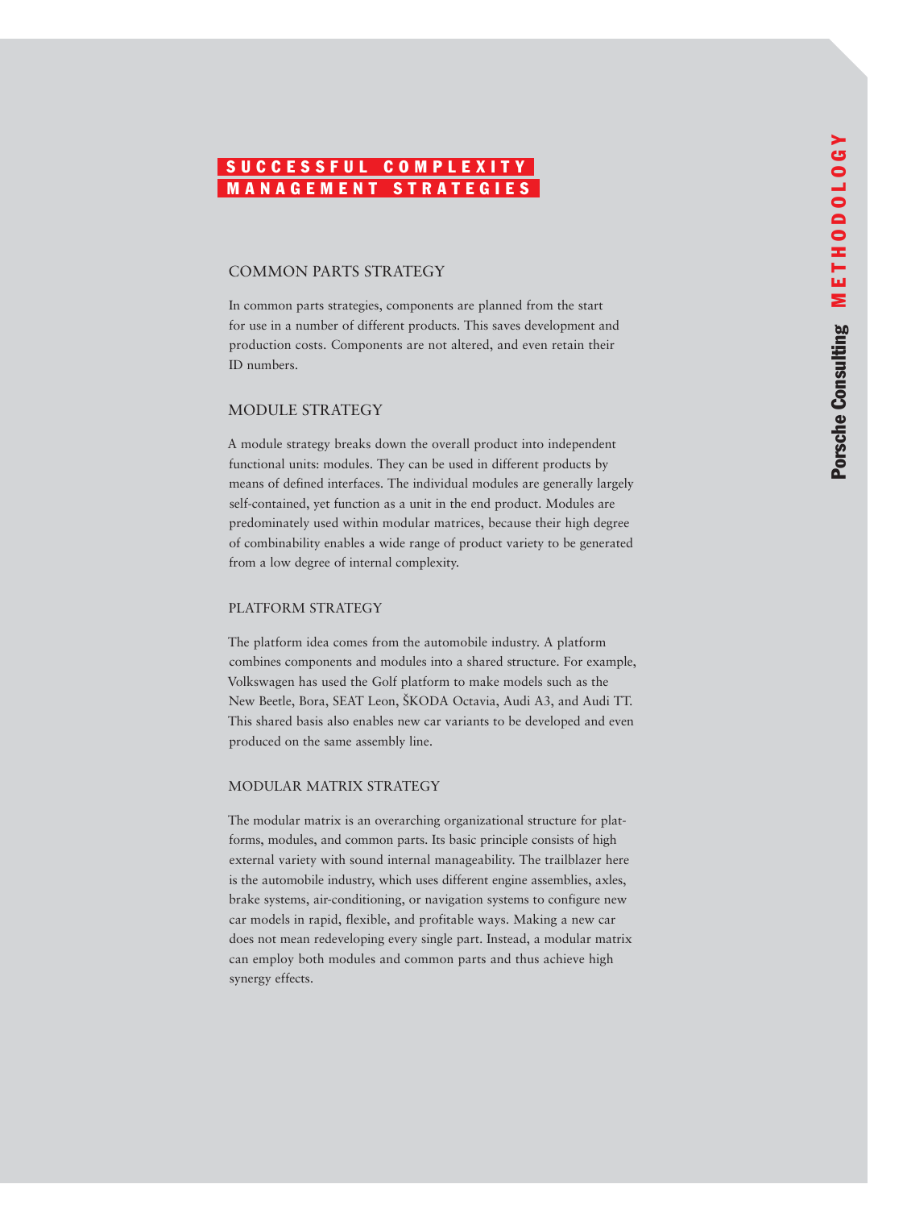# SUCCESSFUL COMPLEXITY MANAGEMENT STRATEGIES

## COMMON PARTS STRATEGY

In common parts strategies, components are planned from the start for use in a number of different products. This saves development and production costs. Components are not altered, and even retain their ID numbers.

## MODULE STRATEGY

A module strategy breaks down the overall product into independent functional units: modules. They can be used in different products by means of defined interfaces. The individual modules are generally largely self-contained, yet function as a unit in the end product. Modules are predominately used within modular matrices, because their high degree of combinability enables a wide range of product variety to be generated from a low degree of internal complexity.

## PLATFORM STRATEGY

The platform idea comes from the automobile industry. A platform combines components and modules into a shared structure. For example, Volkswagen has used the Golf platform to make models such as the New Beetle, Bora, SEAT Leon, ŠKODA Octavia, Audi A3, and Audi TT. This shared basis also enables new car variants to be developed and even produced on the same assembly line.

## MODULAR MATRIX STRATEGY

The modular matrix is an overarching organizational structure for platforms, modules, and common parts. Its basic principle consists of high external variety with sound internal manageability. The trailblazer here is the automobile industry, which uses different engine assemblies, axles, brake systems, air-conditioning, or navigation systems to configure new car models in rapid, flexible, and profitable ways. Making a new car does not mean redeveloping every single part. Instead, a modular matrix can employ both modules and common parts and thus achieve high synergy effects.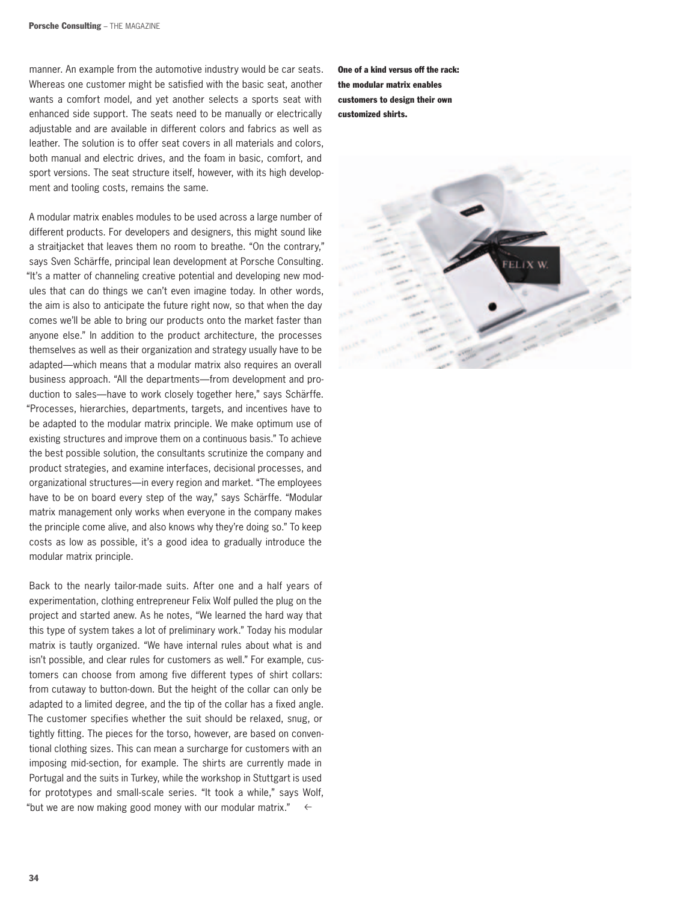manner. An example from the automotive industry would be car seats. Whereas one customer might be satisfied with the basic seat, another wants a comfort model, and yet another selects a sports seat with enhanced side support. The seats need to be manually or electrically adjustable and are available in different colors and fabrics as well as leather. The solution is to offer seat covers in all materials and colors, both manual and electric drives, and the foam in basic, comfort, and sport versions. The seat structure itself, however, with its high development and tooling costs, remains the same.

A modular matrix enables modules to be used across a large number of different products. For developers and designers, this might sound like a straitjacket that leaves them no room to breathe. "On the contrary," says Sven Schärffe, principal lean development at Porsche Consulting. "It's a matter of channeling creative potential and developing new modules that can do things we can't even imagine today. In other words, the aim is also to anticipate the future right now, so that when the day comes we'll be able to bring our products onto the market faster than anyone else." In addition to the product architecture, the processes themselves as well as their organization and strategy usually have to be adapted—which means that a modular matrix also requires an overall business approach. "All the departments—from development and production to sales—have to work closely together here," says Schärffe. "Processes, hierarchies, departments, targets, and incentives have to be adapted to the modular matrix principle. We make optimum use of existing structures and improve them on a continuous basis." To achieve the best possible solution, the consultants scrutinize the company and product strategies, and examine interfaces, decisional processes, and organizational structures—in every region and market. "The employees have to be on board every step of the way," says Schärffe. "Modular matrix management only works when everyone in the company makes the principle come alive, and also knows why they're doing so." To keep costs as low as possible, it's a good idea to gradually introduce the modular matrix principle.

Back to the nearly tailor-made suits. After one and a half years of experimentation, clothing entrepreneur Felix Wolf pulled the plug on the project and started anew. As he notes, "We learned the hard way that this type of system takes a lot of preliminary work." Today his modular matrix is tautly organized. "We have internal rules about what is and isn't possible, and clear rules for customers as well." For example, customers can choose from among five different types of shirt collars: from cutaway to button-down. But the height of the collar can only be adapted to a limited degree, and the tip of the collar has a fixed angle. The customer specifies whether the suit should be relaxed, snug, or tightly fitting. The pieces for the torso, however, are based on conventional clothing sizes. This can mean a surcharge for customers with an imposing mid-section, for example. The shirts are currently made in Portugal and the suits in Turkey, while the workshop in Stuttgart is used for prototypes and small-scale series. "It took a while," says Wolf, "but we are now making good money with our modular matrix." ←

**One of a kind versus off the rack: the modular matrix enables customers to design their own customized shirts.**